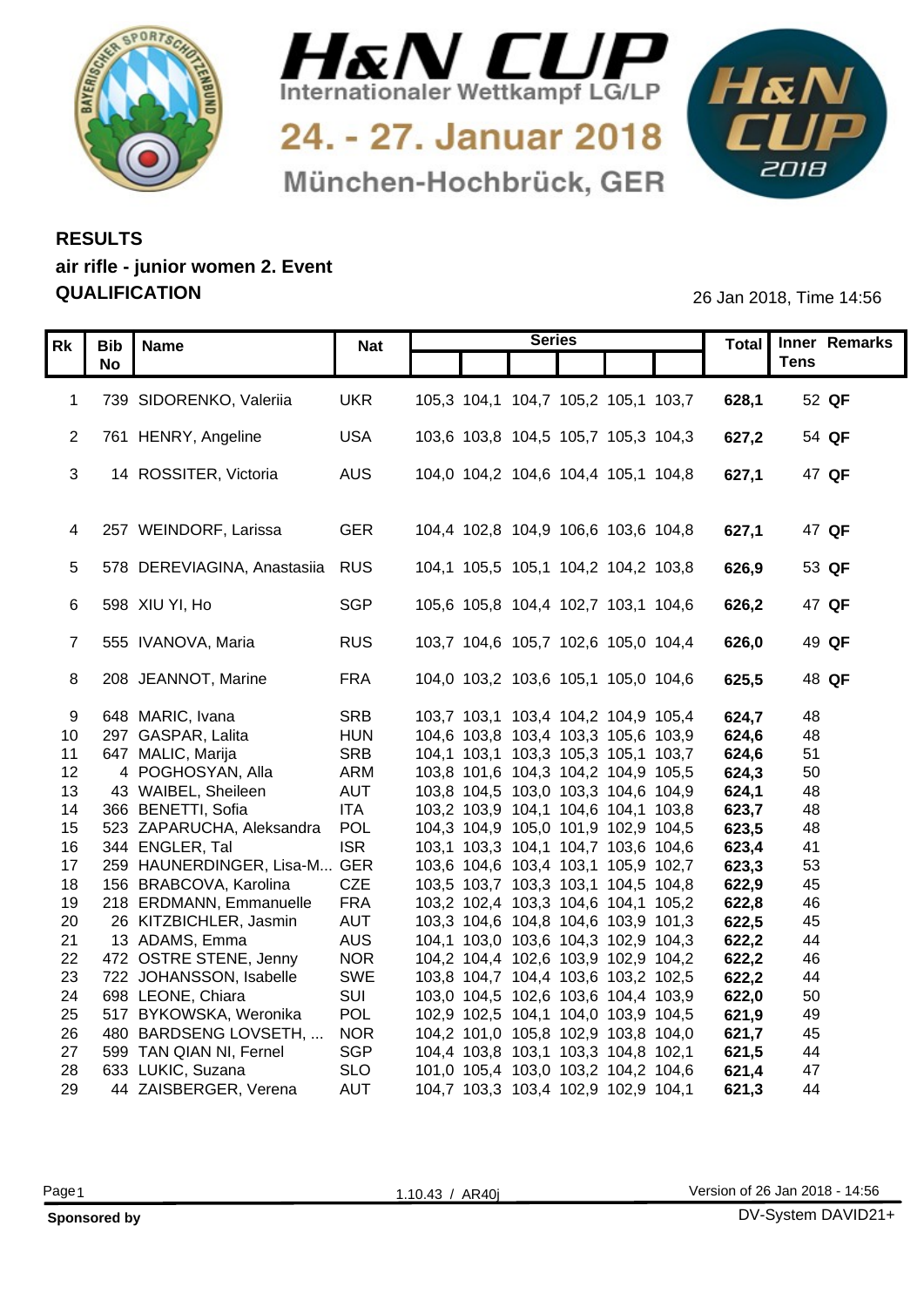# H&N CUP

Internationaler Wettkampf LG/LP

24. - 27. Januar 2018

München-Hochbrück, GER

## RESULTS
## air rifle - junior women 2. Event
## QUALIFICATION

26 Jan 2018, Time 14:56

| Rk | Bib No | Name | Nat | Series | | | | | | Total | Inner Tens | Remarks |
|---|---|---|---|---|---|---|---|---|---|---|---|---|
| 1 | 739 | SIDORENKO, Valeriia | UKR | 105,3 | 104,1 | 104,7 | 105,2 | 105,1 | 103,7 | **628,1** | 52 | **QF** |
| 2 | 761 | HENRY, Angeline | USA | 103,6 | 103,8 | 104,5 | 105,7 | 105,3 | 104,3 | **627,2** | 54 | **QF** |
| 3 | 14 | ROSSITER, Victoria | AUS | 104,0 | 104,2 | 104,6 | 104,4 | 105,1 | 104,8 | **627,1** | 47 | **QF** |
| 4 | 257 | WEINDORF, Larissa | GER | 104,4 | 102,8 | 104,9 | 106,6 | 103,6 | 104,8 | **627,1** | 47 | **QF** |
| 5 | 578 | DEREVIAGINA, Anastasiia | RUS | 104,1 | 105,5 | 105,1 | 104,2 | 104,2 | 103,8 | **626,9** | 53 | **QF** |
| 6 | 598 | XIU YI, Ho | SGP | 105,6 | 105,8 | 104,4 | 102,7 | 103,1 | 104,6 | **626,2** | 47 | **QF** |
| 7 | 555 | IVANOVA, Maria | RUS | 103,7 | 104,6 | 105,7 | 102,6 | 105,0 | 104,4 | **626,0** | 49 | **QF** |
| 8 | 208 | JEANNOT, Marine | FRA | 104,0 | 103,2 | 103,6 | 105,1 | 105,0 | 104,6 | **625,5** | 48 | **QF** |
| 9 | 648 | MARIC, Ivana | SRB | 103,7 | 103,1 | 103,4 | 104,2 | 104,9 | 105,4 | **624,7** | 48 | |
| 10 | 297 | GASPAR, Lalita | HUN | 104,6 | 103,8 | 103,4 | 103,3 | 105,6 | 103,9 | **624,6** | 48 | |
| 11 | 647 | MALIC, Marija | SRB | 104,1 | 103,1 | 103,3 | 105,3 | 105,1 | 103,7 | **624,6** | 51 | |
| 12 | 4 | POGHOSYAN, Alla | ARM | 103,8 | 101,6 | 104,3 | 104,2 | 104,9 | 105,5 | **624,3** | 50 | |
| 13 | 43 | WAIBEL, Sheileen | AUT | 103,8 | 104,5 | 103,0 | 103,3 | 104,6 | 104,9 | **624,1** | 48 | |
| 14 | 366 | BENETTI, Sofia | ITA | 103,2 | 103,9 | 104,1 | 104,6 | 104,1 | 103,8 | **623,7** | 48 | |
| 15 | 523 | ZAPARUCHA, Aleksandra | POL | 104,3 | 104,9 | 105,0 | 101,9 | 102,9 | 104,5 | **623,5** | 48 | |
| 16 | 344 | ENGLER, Tal | ISR | 103,1 | 103,3 | 104,1 | 104,7 | 103,6 | 104,6 | **623,4** | 41 | |
| 17 | 259 | HAUNERDINGER, Lisa-M... | GER | 103,6 | 104,6 | 103,4 | 103,1 | 105,9 | 102,7 | **623,3** | 53 | |
| 18 | 156 | BRABCOVA, Karolina | CZE | 103,5 | 103,7 | 103,3 | 103,1 | 104,5 | 104,8 | **622,9** | 45 | |
| 19 | 218 | ERDMANN, Emmanuelle | FRA | 103,2 | 102,4 | 103,3 | 104,6 | 104,1 | 105,2 | **622,8** | 46 | |
| 20 | 26 | KITZBICHLER, Jasmin | AUT | 103,3 | 104,6 | 104,8 | 104,6 | 103,9 | 101,3 | **622,5** | 45 | |
| 21 | 13 | ADAMS, Emma | AUS | 104,1 | 103,0 | 103,6 | 104,3 | 102,9 | 104,3 | **622,2** | 44 | |
| 22 | 472 | OSTRE STENE, Jenny | NOR | 104,2 | 104,4 | 102,6 | 103,9 | 102,9 | 104,2 | **622,2** | 46 | |
| 23 | 722 | JOHANSSON, Isabelle | SWE | 103,8 | 104,7 | 104,4 | 103,6 | 103,2 | 102,5 | **622,2** | 44 | |
| 24 | 698 | LEONE, Chiara | SUI | 103,0 | 104,5 | 102,6 | 103,6 | 104,4 | 103,9 | **622,0** | 50 | |
| 25 | 517 | BYKOWSKA, Weronika | POL | 102,9 | 102,5 | 104,1 | 104,0 | 103,9 | 104,5 | **621,9** | 49 | |
| 26 | 480 | BARDSENG LOVSETH, ... | NOR | 104,2 | 101,0 | 105,8 | 102,9 | 103,8 | 104,0 | **621,7** | 45 | |
| 27 | 599 | TAN QIAN NI, Fernel | SGP | 104,4 | 103,8 | 103,1 | 103,3 | 104,8 | 102,1 | **621,5** | 44 | |
| 28 | 633 | LUKIC, Suzana | SLO | 101,0 | 105,4 | 103,0 | 103,2 | 104,2 | 104,6 | **621,4** | 47 | |
| 29 | 44 | ZAISBERGER, Verena | AUT | 104,7 | 103,3 | 103,4 | 102,9 | 102,9 | 104,1 | **621,3** | 44 | |

1.10.43 / AR40j

Version of 26 Jan 2018 - 14:56

**Sponsored by**

DV-System DAVID21+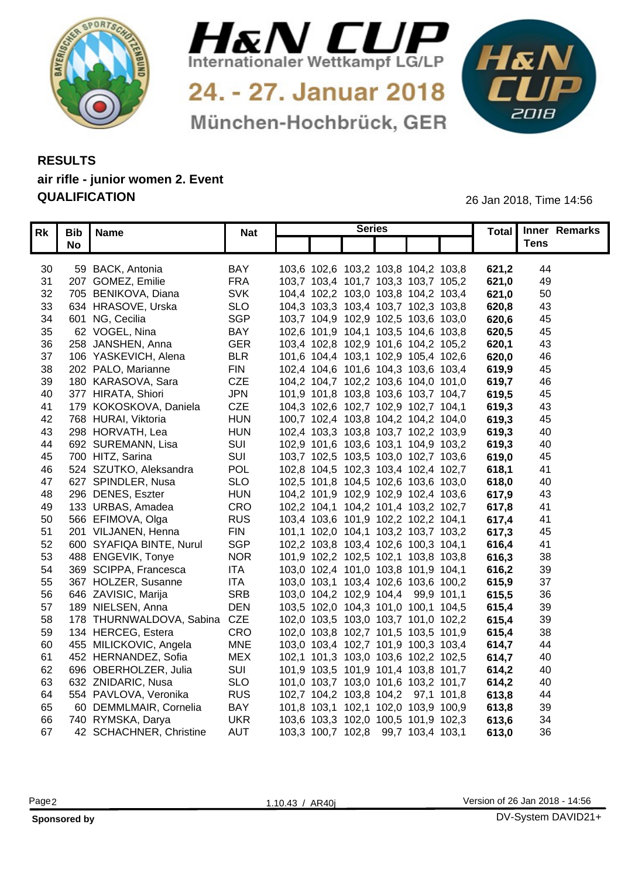# H&N CUP

Internationaler Wettkampf LG/LP

24. - 27. Januar 2018

München-Hochbrück, GER

**RESULTS**

**air rifle - junior women 2. Event**

**QUALIFICATION**

26 Jan 2018, Time 14:56

| Rk | Bib No | Name | Nat | Series | | | | | | Total | Inner Tens | Remarks |
|---|---|---|---|---|---|---|---|---|---|---|---|---|
| 30 | 59 | BACK, Antonia | BAY | 103,6 | 102,6 | 103,2 | 103,8 | 104,2 | 103,8 | **621,2** | 44 | |
| 31 | 207 | GOMEZ, Emilie | FRA | 103,7 | 103,4 | 101,7 | 103,3 | 103,7 | 105,2 | **621,0** | 49 | |
| 32 | 705 | BENIKOVA, Diana | SVK | 104,4 | 102,2 | 103,0 | 103,8 | 104,2 | 103,4 | **621,0** | 50 | |
| 33 | 634 | HRASOVE, Urska | SLO | 104,3 | 103,3 | 103,4 | 103,7 | 102,3 | 103,8 | **620,8** | 43 | |
| 34 | 601 | NG, Cecilia | SGP | 103,7 | 104,9 | 102,9 | 102,5 | 103,6 | 103,0 | **620,6** | 45 | |
| 35 | 62 | VOGEL, Nina | BAY | 102,6 | 101,9 | 104,1 | 103,5 | 104,6 | 103,8 | **620,5** | 45 | |
| 36 | 258 | JANSHEN, Anna | GER | 103,4 | 102,8 | 102,9 | 101,6 | 104,2 | 105,2 | **620,1** | 43 | |
| 37 | 106 | YASKEVICH, Alena | BLR | 101,6 | 104,4 | 103,1 | 102,9 | 105,4 | 102,6 | **620,0** | 46 | |
| 38 | 202 | PALO, Marianne | FIN | 102,4 | 104,6 | 101,6 | 104,3 | 103,6 | 103,4 | **619,9** | 45 | |
| 39 | 180 | KARASOVA, Sara | CZE | 104,2 | 104,7 | 102,2 | 103,6 | 104,0 | 101,0 | **619,7** | 46 | |
| 40 | 377 | HIRATA, Shiori | JPN | 101,9 | 101,8 | 103,8 | 103,6 | 103,7 | 104,7 | **619,5** | 45 | |
| 41 | 179 | KOKOSKOVA, Daniela | CZE | 104,3 | 102,6 | 102,7 | 102,9 | 102,7 | 104,1 | **619,3** | 43 | |
| 42 | 768 | HURAI, Viktoria | HUN | 100,7 | 102,4 | 103,8 | 104,2 | 104,2 | 104,0 | **619,3** | 45 | |
| 43 | 298 | HORVATH, Lea | HUN | 102,4 | 103,3 | 103,8 | 103,7 | 102,2 | 103,9 | **619,3** | 40 | |
| 44 | 692 | SUREMANN, Lisa | SUI | 102,9 | 101,6 | 103,6 | 103,1 | 104,9 | 103,2 | **619,3** | 40 | |
| 45 | 700 | HITZ, Sarina | SUI | 103,7 | 102,5 | 103,5 | 103,0 | 102,7 | 103,6 | **619,0** | 45 | |
| 46 | 524 | SZUTKO, Aleksandra | POL | 102,8 | 104,5 | 102,3 | 103,4 | 102,4 | 102,7 | **618,1** | 41 | |
| 47 | 627 | SPINDLER, Nusa | SLO | 102,5 | 101,8 | 104,5 | 102,6 | 103,6 | 103,0 | **618,0** | 40 | |
| 48 | 296 | DENES, Eszter | HUN | 104,2 | 101,9 | 102,9 | 102,9 | 102,4 | 103,6 | **617,9** | 43 | |
| 49 | 133 | URBAS, Amadea | CRO | 102,2 | 104,1 | 104,2 | 101,4 | 103,2 | 102,7 | **617,8** | 41 | |
| 50 | 566 | EFIMOVA, Olga | RUS | 103,4 | 103,6 | 101,9 | 102,2 | 102,2 | 104,1 | **617,4** | 41 | |
| 51 | 201 | VILJANEN, Henna | FIN | 101,1 | 102,0 | 104,1 | 103,2 | 103,7 | 103,2 | **617,3** | 45 | |
| 52 | 600 | SYAFIQA BINTE, Nurul | SGP | 102,2 | 103,8 | 103,4 | 102,6 | 100,3 | 104,1 | **616,4** | 41 | |
| 53 | 488 | ENGEVIK, Tonye | NOR | 101,9 | 102,2 | 102,5 | 102,1 | 103,8 | 103,8 | **616,3** | 38 | |
| 54 | 369 | SCIPPA, Francesca | ITA | 103,0 | 102,4 | 101,0 | 103,8 | 101,9 | 104,1 | **616,2** | 39 | |
| 55 | 367 | HOLZER, Susanne | ITA | 103,0 | 103,1 | 103,4 | 102,6 | 103,6 | 100,2 | **615,9** | 37 | |
| 56 | 646 | ZAVISIC, Marija | SRB | 103,0 | 104,2 | 102,9 | 104,4 | 99,9 | 101,1 | **615,5** | 36 | |
| 57 | 189 | NIELSEN, Anna | DEN | 103,5 | 102,0 | 104,3 | 101,0 | 100,1 | 104,5 | **615,4** | 39 | |
| 58 | 178 | THURNWALDOVA, Sabina | CZE | 102,0 | 103,5 | 103,0 | 103,7 | 101,0 | 102,2 | **615,4** | 39 | |
| 59 | 134 | HERCEG, Estera | CRO | 102,0 | 103,8 | 102,7 | 101,5 | 103,5 | 101,9 | **615,4** | 38 | |
| 60 | 455 | MILICKOVIC, Angela | MNE | 103,0 | 103,4 | 102,7 | 101,9 | 100,3 | 103,4 | **614,7** | 44 | |
| 61 | 452 | HERNANDEZ, Sofia | MEX | 102,1 | 101,3 | 103,0 | 103,6 | 102,2 | 102,5 | **614,7** | 40 | |
| 62 | 696 | OBERHOLZER, Julia | SUI | 101,9 | 103,5 | 101,9 | 101,4 | 103,8 | 101,7 | **614,2** | 40 | |
| 63 | 632 | ZNIDARIC, Nusa | SLO | 101,0 | 103,7 | 103,0 | 101,6 | 103,2 | 101,7 | **614,2** | 40 | |
| 64 | 554 | PAVLOVA, Veronika | RUS | 102,7 | 104,2 | 103,8 | 104,2 | 97,1 | 101,8 | **613,8** | 44 | |
| 65 | 60 | DEMMLMAIR, Cornelia | BAY | 101,8 | 103,1 | 102,1 | 102,0 | 103,9 | 100,9 | **613,8** | 39 | |
| 66 | 740 | RYMSKA, Darya | UKR | 103,6 | 103,3 | 102,0 | 100,5 | 101,9 | 102,3 | **613,6** | 34 | |
| 67 | 42 | SCHACHNER, Christine | AUT | 103,3 | 100,7 | 102,8 | 99,7 | 103,4 | 103,1 | **613,0** | 36 | |

1.10.43 / AR40j

Version of 26 Jan 2018 - 14:56

**Sponsored by**

DV-System DAVID21+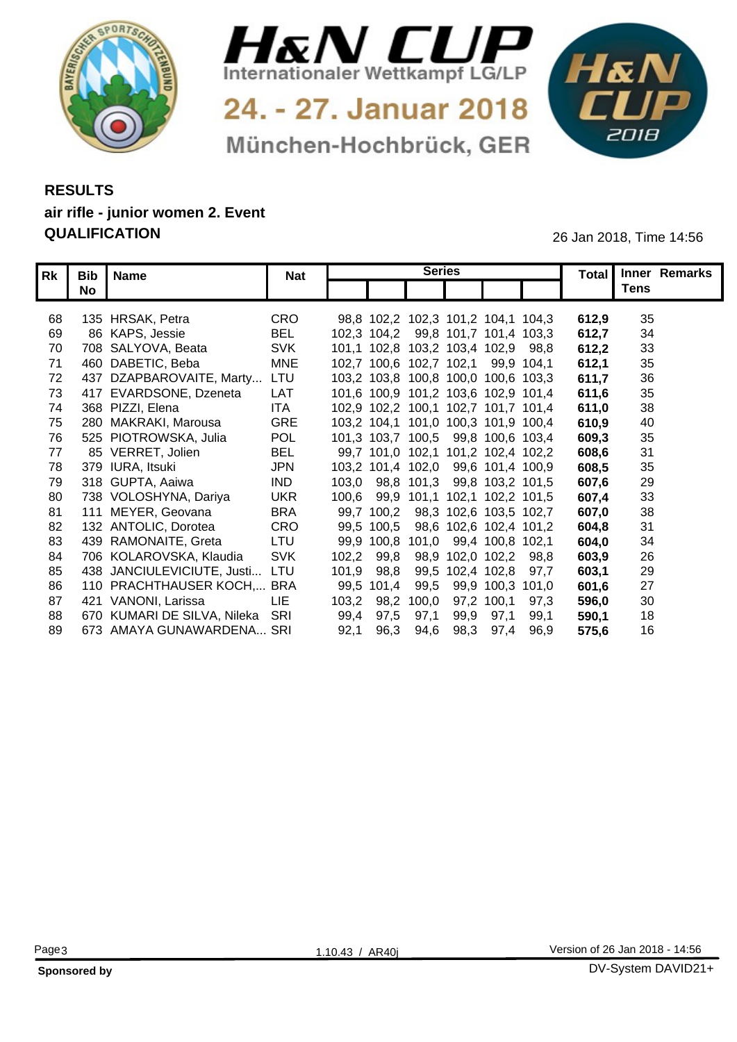# H&N CUP

Internationaler Wettkampf LG/LP

24. - 27. Januar 2018

München-Hochbrück, GER

## RESULTS
## air rifle - junior women 2. Event
## QUALIFICATION

26 Jan 2018, Time 14:56

| Rk | Bib No | Name | Nat | Series | | | | | | Total | Inner Tens | Remarks |
|---|---|---|---|---|---|---|---|---|---|---|---|---|
| 68 | 135 | HRSAK, Petra | CRO | 98,8 | 102,2 | 102,3 | 101,2 | 104,1 | 104,3 | **612,9** | 35 | |
| 69 | 86 | KAPS, Jessie | BEL | 102,3 | 104,2 | 99,8 | 101,7 | 101,4 | 103,3 | **612,7** | 34 | |
| 70 | 708 | SALYOVA, Beata | SVK | 101,1 | 102,8 | 103,2 | 103,4 | 102,9 | 98,8 | **612,2** | 33 | |
| 71 | 460 | DABETIC, Beba | MNE | 102,7 | 100,6 | 102,7 | 102,1 | 99,9 | 104,1 | **612,1** | 35 | |
| 72 | 437 | DZAPBAROVAITE, Marty... | LTU | 103,2 | 103,8 | 100,8 | 100,0 | 100,6 | 103,3 | **611,7** | 36 | |
| 73 | 417 | EVARDSONE, Dzeneta | LAT | 101,6 | 100,9 | 101,2 | 103,6 | 102,9 | 101,4 | **611,6** | 35 | |
| 74 | 368 | PIZZI, Elena | ITA | 102,9 | 102,2 | 100,1 | 102,7 | 101,7 | 101,4 | **611,0** | 38 | |
| 75 | 280 | MAKRAKI, Marousa | GRE | 103,2 | 104,1 | 101,0 | 100,3 | 101,9 | 100,4 | **610,9** | 40 | |
| 76 | 525 | PIOTROWSKA, Julia | POL | 101,3 | 103,7 | 100,5 | 99,8 | 100,6 | 103,4 | **609,3** | 35 | |
| 77 | 85 | VERRET, Jolien | BEL | 99,7 | 101,0 | 102,1 | 101,2 | 102,4 | 102,2 | **608,6** | 31 | |
| 78 | 379 | IURA, Itsuki | JPN | 103,2 | 101,4 | 102,0 | 99,6 | 101,4 | 100,9 | **608,5** | 35 | |
| 79 | 318 | GUPTA, Aaiwa | IND | 103,0 | 98,8 | 101,3 | 99,8 | 103,2 | 101,5 | **607,6** | 29 | |
| 80 | 738 | VOLOSHYNA, Dariya | UKR | 100,6 | 99,9 | 101,1 | 102,1 | 102,2 | 101,5 | **607,4** | 33 | |
| 81 | 111 | MEYER, Geovana | BRA | 99,7 | 100,2 | 98,3 | 102,6 | 103,5 | 102,7 | **607,0** | 38 | |
| 82 | 132 | ANTOLIC, Dorotea | CRO | 99,5 | 100,5 | 98,6 | 102,6 | 102,4 | 101,2 | **604,8** | 31 | |
| 83 | 439 | RAMONAITE, Greta | LTU | 99,9 | 100,8 | 101,0 | 99,4 | 100,8 | 102,1 | **604,0** | 34 | |
| 84 | 706 | KOLAROVSKA, Klaudia | SVK | 102,2 | 99,8 | 98,9 | 102,0 | 102,2 | 98,8 | **603,9** | 26 | |
| 85 | 438 | JANCIULEVICIUTE, Justi... | LTU | 101,9 | 98,8 | 99,5 | 102,4 | 102,8 | 97,7 | **603,1** | 29 | |
| 86 | 110 | PRACHTHAUSER KOCH,... | BRA | 99,5 | 101,4 | 99,5 | 99,9 | 100,3 | 101,0 | **601,6** | 27 | |
| 87 | 421 | VANONI, Larissa | LIE | 103,2 | 98,2 | 100,0 | 97,2 | 100,1 | 97,3 | **596,0** | 30 | |
| 88 | 670 | KUMARI DE SILVA, Nileka | SRI | 99,4 | 97,5 | 97,1 | 99,9 | 97,1 | 99,1 | **590,1** | 18 | |
| 89 | 673 | AMAYA GUNAWARDENA... | SRI | 92,1 | 96,3 | 94,6 | 98,3 | 97,4 | 96,9 | **575,6** | 16 | |

1.10.43 / AR40j

Version of 26 Jan 2018 - 14:56

**Sponsored by**

DV-System DAVID21+